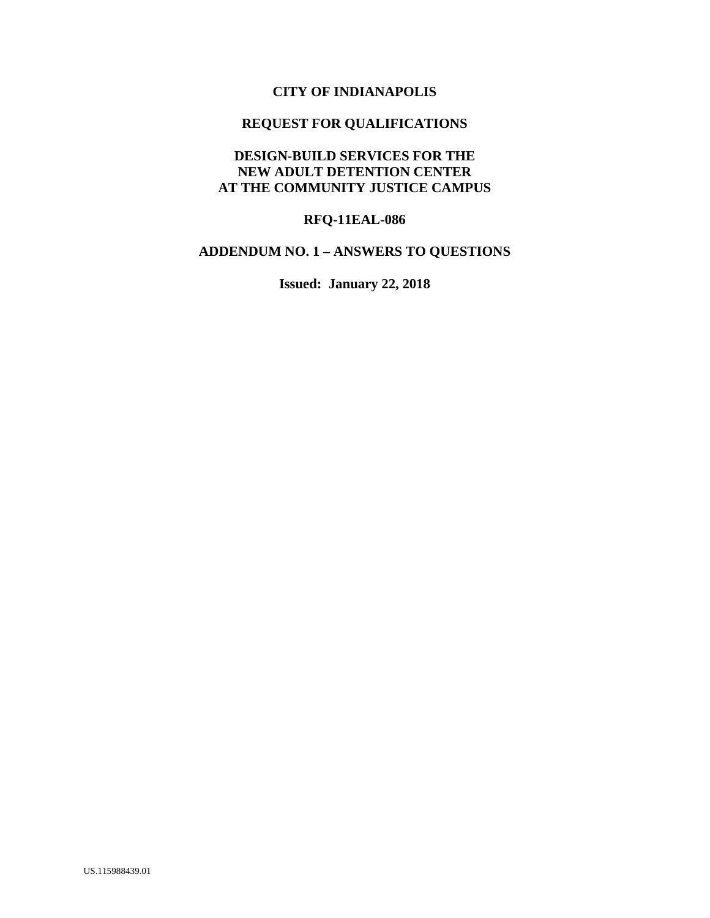# CITY OF INDIANAPOLIS

## REQUEST FOR QUALIFICATIONS

## DESIGN-BUILD SERVICES FOR THE NEW ADULT DETENTION CENTER AT THE COMMUNITY JUSTICE CAMPUS

## RFQ-11EAL-086

## ADDENDUM NO. 1 – ANSWERS TO QUESTIONS

**Issued: January 22, 2018**

US.115988439.01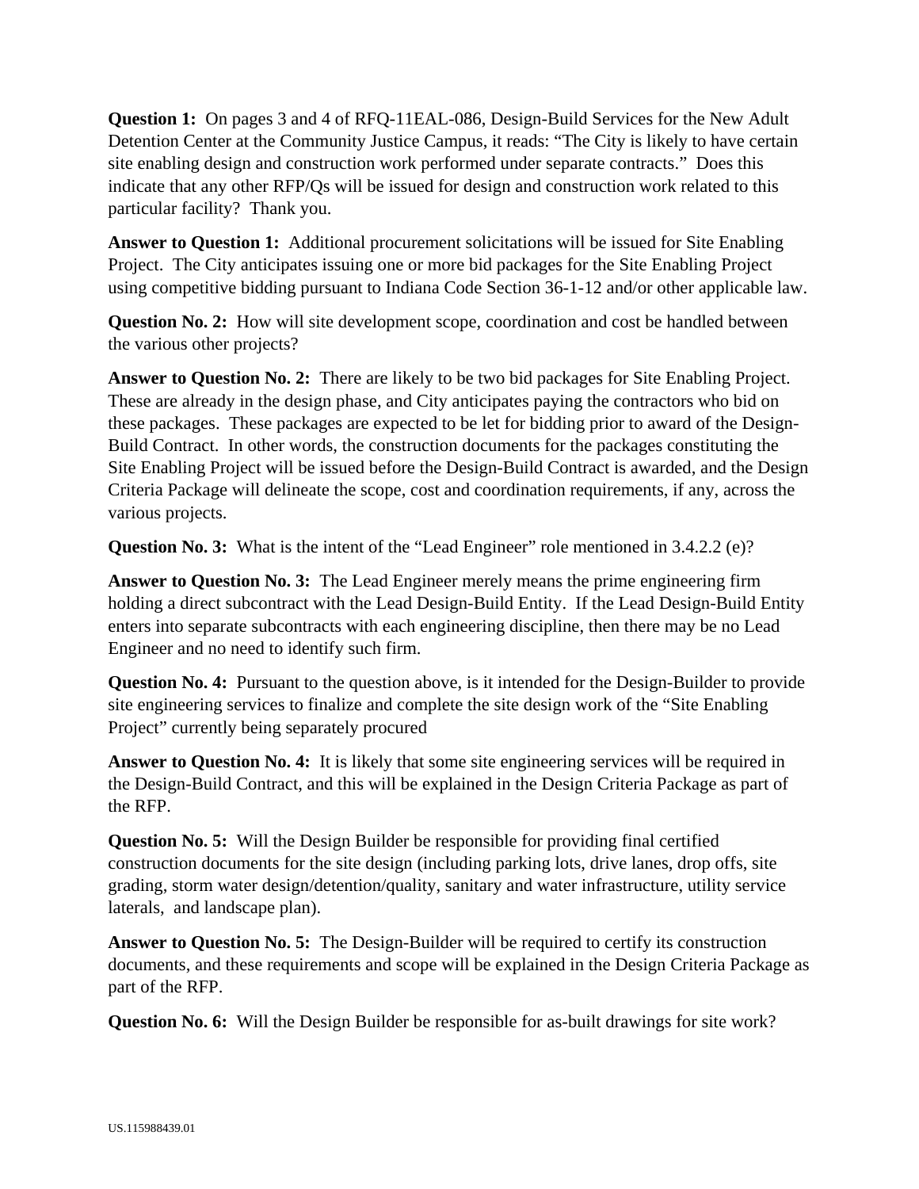**Question 1:** On pages 3 and 4 of RFQ-11EAL-086, Design-Build Services for the New Adult Detention Center at the Community Justice Campus, it reads: "The City is likely to have certain site enabling design and construction work performed under separate contracts." Does this indicate that any other RFP/Qs will be issued for design and construction work related to this particular facility? Thank you.

**Answer to Question 1:** Additional procurement solicitations will be issued for Site Enabling Project. The City anticipates issuing one or more bid packages for the Site Enabling Project using competitive bidding pursuant to Indiana Code Section 36-1-12 and/or other applicable law.

**Question No. 2:** How will site development scope, coordination and cost be handled between the various other projects?

**Answer to Question No. 2:** There are likely to be two bid packages for Site Enabling Project. These are already in the design phase, and City anticipates paying the contractors who bid on these packages. These packages are expected to be let for bidding prior to award of the Design-Build Contract. In other words, the construction documents for the packages constituting the Site Enabling Project will be issued before the Design-Build Contract is awarded, and the Design Criteria Package will delineate the scope, cost and coordination requirements, if any, across the various projects.

**Question No. 3:** What is the intent of the "Lead Engineer" role mentioned in 3.4.2.2 (e)?

**Answer to Question No. 3:** The Lead Engineer merely means the prime engineering firm holding a direct subcontract with the Lead Design-Build Entity. If the Lead Design-Build Entity enters into separate subcontracts with each engineering discipline, then there may be no Lead Engineer and no need to identify such firm.

**Question No. 4:** Pursuant to the question above, is it intended for the Design-Builder to provide site engineering services to finalize and complete the site design work of the "Site Enabling Project" currently being separately procured

**Answer to Question No. 4:** It is likely that some site engineering services will be required in the Design-Build Contract, and this will be explained in the Design Criteria Package as part of the RFP.

**Question No. 5:** Will the Design Builder be responsible for providing final certified construction documents for the site design (including parking lots, drive lanes, drop offs, site grading, storm water design/detention/quality, sanitary and water infrastructure, utility service laterals, and landscape plan).

**Answer to Question No. 5:** The Design-Builder will be required to certify its construction documents, and these requirements and scope will be explained in the Design Criteria Package as part of the RFP.

**Question No. 6:** Will the Design Builder be responsible for as-built drawings for site work?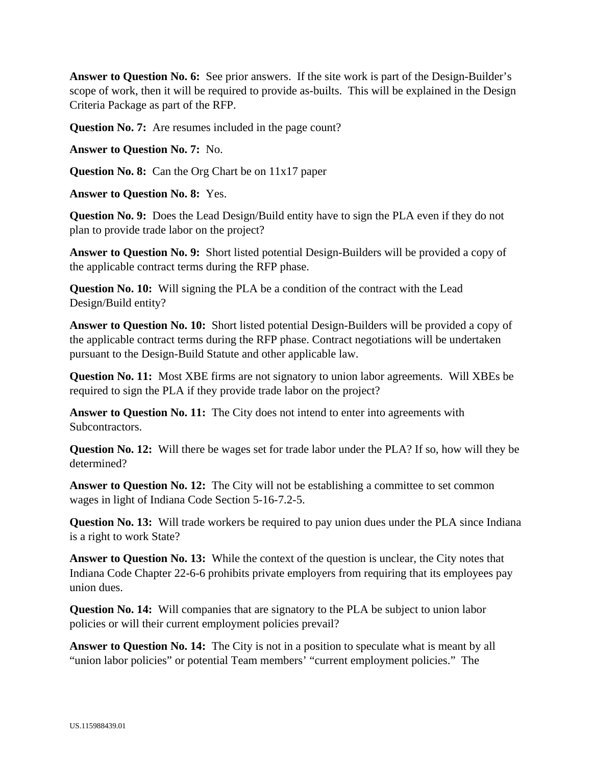**Answer to Question No. 6:** See prior answers. If the site work is part of the Design-Builder's scope of work, then it will be required to provide as-builts. This will be explained in the Design Criteria Package as part of the RFP.

**Question No. 7:** Are resumes included in the page count?

**Answer to Question No. 7:** No.

**Question No. 8:** Can the Org Chart be on 11x17 paper

**Answer to Question No. 8:** Yes.

**Question No. 9:** Does the Lead Design/Build entity have to sign the PLA even if they do not plan to provide trade labor on the project?

**Answer to Question No. 9:** Short listed potential Design-Builders will be provided a copy of the applicable contract terms during the RFP phase.

**Question No. 10:** Will signing the PLA be a condition of the contract with the Lead Design/Build entity?

**Answer to Question No. 10:** Short listed potential Design-Builders will be provided a copy of the applicable contract terms during the RFP phase. Contract negotiations will be undertaken pursuant to the Design-Build Statute and other applicable law.

**Question No. 11:** Most XBE firms are not signatory to union labor agreements. Will XBEs be required to sign the PLA if they provide trade labor on the project?

**Answer to Question No. 11:** The City does not intend to enter into agreements with Subcontractors.

**Question No. 12:** Will there be wages set for trade labor under the PLA? If so, how will they be determined?

**Answer to Question No. 12:** The City will not be establishing a committee to set common wages in light of Indiana Code Section 5-16-7.2-5.

**Question No. 13:** Will trade workers be required to pay union dues under the PLA since Indiana is a right to work State?

**Answer to Question No. 13:** While the context of the question is unclear, the City notes that Indiana Code Chapter 22-6-6 prohibits private employers from requiring that its employees pay union dues.

**Question No. 14:** Will companies that are signatory to the PLA be subject to union labor policies or will their current employment policies prevail?

**Answer to Question No. 14:** The City is not in a position to speculate what is meant by all "union labor policies" or potential Team members' "current employment policies." The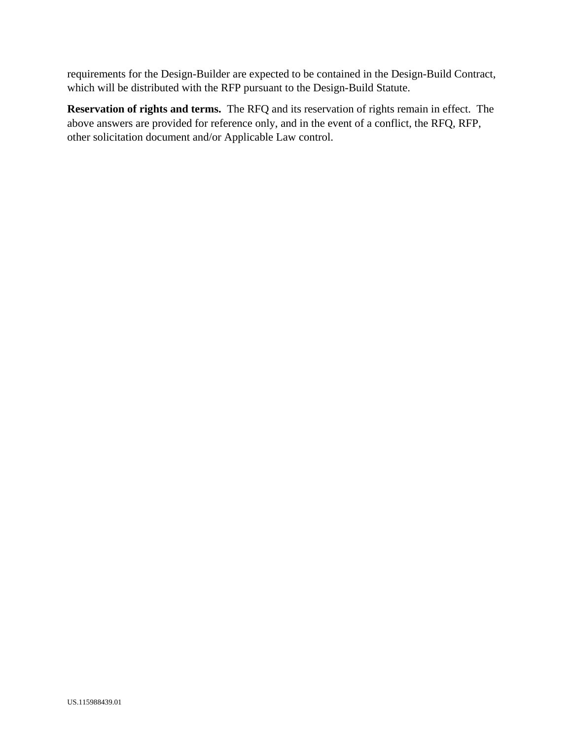requirements for the Design-Builder are expected to be contained in the Design-Build Contract, which will be distributed with the RFP pursuant to the Design-Build Statute.

**Reservation of rights and terms.** The RFQ and its reservation of rights remain in effect. The above answers are provided for reference only, and in the event of a conflict, the RFQ, RFP, other solicitation document and/or Applicable Law control.